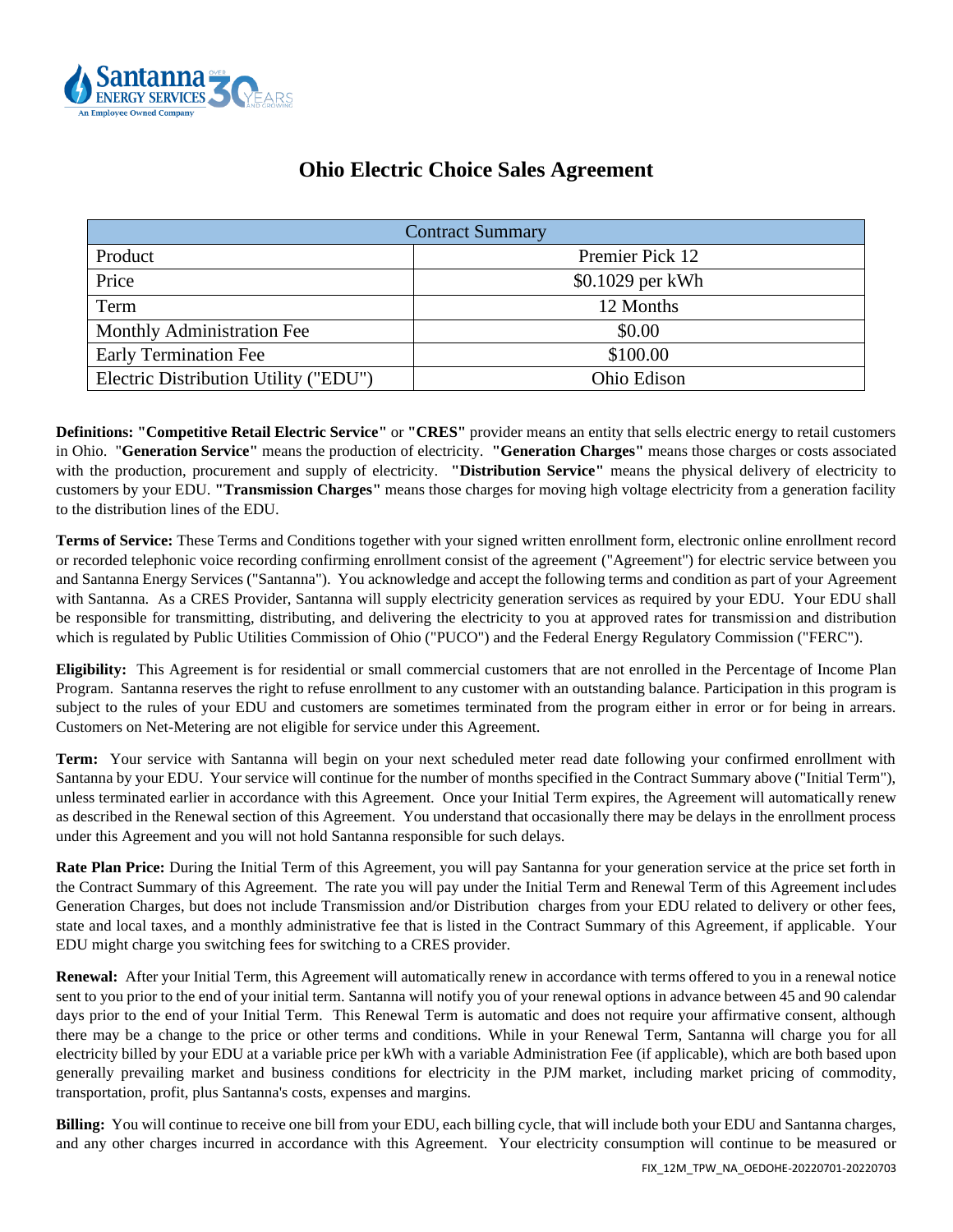# Ohio Electric Choice Sales Agreement

| Contract Summary | |
|---|---|
| Product | Premier Pick 12 |
| Price | $0.1029 per kWh |
| Term | 12 Months |
| Monthly Administration Fee | $0.00 |
| Early Termination Fee | $100.00 |
| Electric Distribution Utility ("EDU") | Ohio Edison |

**Definitions: "Competitive Retail Electric Service"** or **"CRES"** provider means an entity that sells electric energy to retail customers in Ohio. "**Generation Service"** means the production of electricity. **"Generation Charges"** means those charges or costs associated with the production, procurement and supply of electricity. **"Distribution Service"** means the physical delivery of electricity to customers by your EDU. **"Transmission Charges"** means those charges for moving high voltage electricity from a generation facility to the distribution lines of the EDU.

**Terms of Service:** These Terms and Conditions together with your signed written enrollment form, electronic online enrollment record or recorded telephonic voice recording confirming enrollment consist of the agreement ("Agreement") for electric service between you and Santanna Energy Services ("Santanna"). You acknowledge and accept the following terms and condition as part of your Agreement with Santanna. As a CRES Provider, Santanna will supply electricity generation services as required by your EDU. Your EDU shall be responsible for transmitting, distributing, and delivering the electricity to you at approved rates for transmission and distribution which is regulated by Public Utilities Commission of Ohio ("PUCO") and the Federal Energy Regulatory Commission ("FERC").

**Eligibility:** This Agreement is for residential or small commercial customers that are not enrolled in the Percentage of Income Plan Program. Santanna reserves the right to refuse enrollment to any customer with an outstanding balance. Participation in this program is subject to the rules of your EDU and customers are sometimes terminated from the program either in error or for being in arrears. Customers on Net-Metering are not eligible for service under this Agreement.

**Term:** Your service with Santanna will begin on your next scheduled meter read date following your confirmed enrollment with Santanna by your EDU. Your service will continue for the number of months specified in the Contract Summary above ("Initial Term"), unless terminated earlier in accordance with this Agreement. Once your Initial Term expires, the Agreement will automatically renew as described in the Renewal section of this Agreement. You understand that occasionally there may be delays in the enrollment process under this Agreement and you will not hold Santanna responsible for such delays.

**Rate Plan Price:** During the Initial Term of this Agreement, you will pay Santanna for your generation service at the price set forth in the Contract Summary of this Agreement. The rate you will pay under the Initial Term and Renewal Term of this Agreement includes Generation Charges, but does not include Transmission and/or Distribution charges from your EDU related to delivery or other fees, state and local taxes, and a monthly administrative fee that is listed in the Contract Summary of this Agreement, if applicable. Your EDU might charge you switching fees for switching to a CRES provider.

**Renewal:** After your Initial Term, this Agreement will automatically renew in accordance with terms offered to you in a renewal notice sent to you prior to the end of your initial term. Santanna will notify you of your renewal options in advance between 45 and 90 calendar days prior to the end of your Initial Term. This Renewal Term is automatic and does not require your affirmative consent, although there may be a change to the price or other terms and conditions. While in your Renewal Term, Santanna will charge you for all electricity billed by your EDU at a variable price per kWh with a variable Administration Fee (if applicable), which are both based upon generally prevailing market and business conditions for electricity in the PJM market, including market pricing of commodity, transportation, profit, plus Santanna's costs, expenses and margins.

**Billing:** You will continue to receive one bill from your EDU, each billing cycle, that will include both your EDU and Santanna charges, and any other charges incurred in accordance with this Agreement. Your electricity consumption will continue to be measured or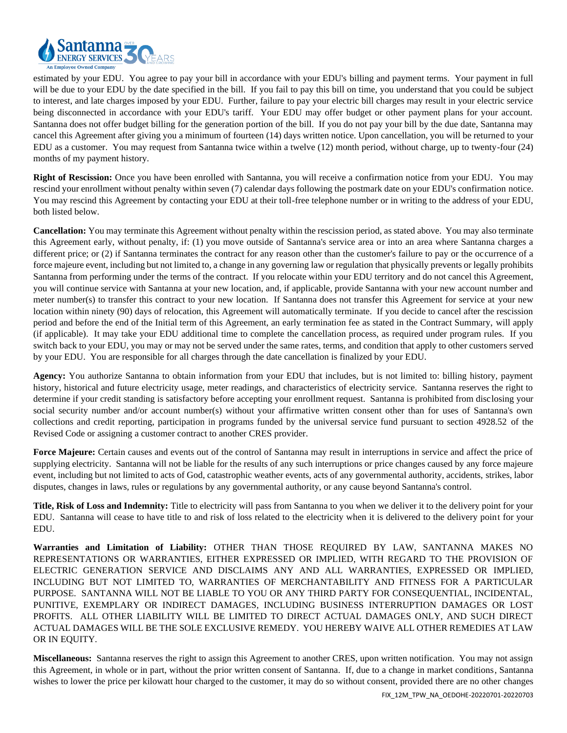estimated by your EDU. You agree to pay your bill in accordance with your EDU's billing and payment terms. Your payment in full will be due to your EDU by the date specified in the bill. If you fail to pay this bill on time, you understand that you could be subject to interest, and late charges imposed by your EDU. Further, failure to pay your electric bill charges may result in your electric service being disconnected in accordance with your EDU's tariff. Your EDU may offer budget or other payment plans for your account. Santanna does not offer budget billing for the generation portion of the bill. If you do not pay your bill by the due date, Santanna may cancel this Agreement after giving you a minimum of fourteen (14) days written notice. Upon cancellation, you will be returned to your EDU as a customer. You may request from Santanna twice within a twelve (12) month period, without charge, up to twenty-four (24) months of my payment history.

**Right of Rescission:** Once you have been enrolled with Santanna, you will receive a confirmation notice from your EDU. You may rescind your enrollment without penalty within seven (7) calendar days following the postmark date on your EDU's confirmation notice. You may rescind this Agreement by contacting your EDU at their toll-free telephone number or in writing to the address of your EDU, both listed below.

**Cancellation:** You may terminate this Agreement without penalty within the rescission period, as stated above. You may also terminate this Agreement early, without penalty, if: (1) you move outside of Santanna's service area or into an area where Santanna charges a different price; or (2) if Santanna terminates the contract for any reason other than the customer's failure to pay or the occurrence of a force majeure event, including but not limited to, a change in any governing law or regulation that physically prevents or legally prohibits Santanna from performing under the terms of the contract. If you relocate within your EDU territory and do not cancel this Agreement, you will continue service with Santanna at your new location, and, if applicable, provide Santanna with your new account number and meter number(s) to transfer this contract to your new location. If Santanna does not transfer this Agreement for service at your new location within ninety (90) days of relocation, this Agreement will automatically terminate. If you decide to cancel after the rescission period and before the end of the Initial term of this Agreement, an early termination fee as stated in the Contract Summary, will apply (if applicable). It may take your EDU additional time to complete the cancellation process, as required under program rules. If you switch back to your EDU, you may or may not be served under the same rates, terms, and condition that apply to other customers served by your EDU. You are responsible for all charges through the date cancellation is finalized by your EDU.

**Agency:** You authorize Santanna to obtain information from your EDU that includes, but is not limited to: billing history, payment history, historical and future electricity usage, meter readings, and characteristics of electricity service. Santanna reserves the right to determine if your credit standing is satisfactory before accepting your enrollment request. Santanna is prohibited from disclosing your social security number and/or account number(s) without your affirmative written consent other than for uses of Santanna's own collections and credit reporting, participation in programs funded by the universal service fund pursuant to section 4928.52 of the Revised Code or assigning a customer contract to another CRES provider.

**Force Majeure:** Certain causes and events out of the control of Santanna may result in interruptions in service and affect the price of supplying electricity. Santanna will not be liable for the results of any such interruptions or price changes caused by any force majeure event, including but not limited to acts of God, catastrophic weather events, acts of any governmental authority, accidents, strikes, labor disputes, changes in laws, rules or regulations by any governmental authority, or any cause beyond Santanna's control.

**Title, Risk of Loss and Indemnity:** Title to electricity will pass from Santanna to you when we deliver it to the delivery point for your EDU. Santanna will cease to have title to and risk of loss related to the electricity when it is delivered to the delivery point for your EDU.

**Warranties and Limitation of Liability:** OTHER THAN THOSE REQUIRED BY LAW, SANTANNA MAKES NO REPRESENTATIONS OR WARRANTIES, EITHER EXPRESSED OR IMPLIED, WITH REGARD TO THE PROVISION OF ELECTRIC GENERATION SERVICE AND DISCLAIMS ANY AND ALL WARRANTIES, EXPRESSED OR IMPLIED, INCLUDING BUT NOT LIMITED TO, WARRANTIES OF MERCHANTABILITY AND FITNESS FOR A PARTICULAR PURPOSE. SANTANNA WILL NOT BE LIABLE TO YOU OR ANY THIRD PARTY FOR CONSEQUENTIAL, INCIDENTAL, PUNITIVE, EXEMPLARY OR INDIRECT DAMAGES, INCLUDING BUSINESS INTERRUPTION DAMAGES OR LOST PROFITS. ALL OTHER LIABILITY WILL BE LIMITED TO DIRECT ACTUAL DAMAGES ONLY, AND SUCH DIRECT ACTUAL DAMAGES WILL BE THE SOLE EXCLUSIVE REMEDY. YOU HEREBY WAIVE ALL OTHER REMEDIES AT LAW OR IN EQUITY.

**Miscellaneous:** Santanna reserves the right to assign this Agreement to another CRES, upon written notification. You may not assign this Agreement, in whole or in part, without the prior written consent of Santanna. If, due to a change in market conditions, Santanna wishes to lower the price per kilowatt hour charged to the customer, it may do so without consent, provided there are no other changes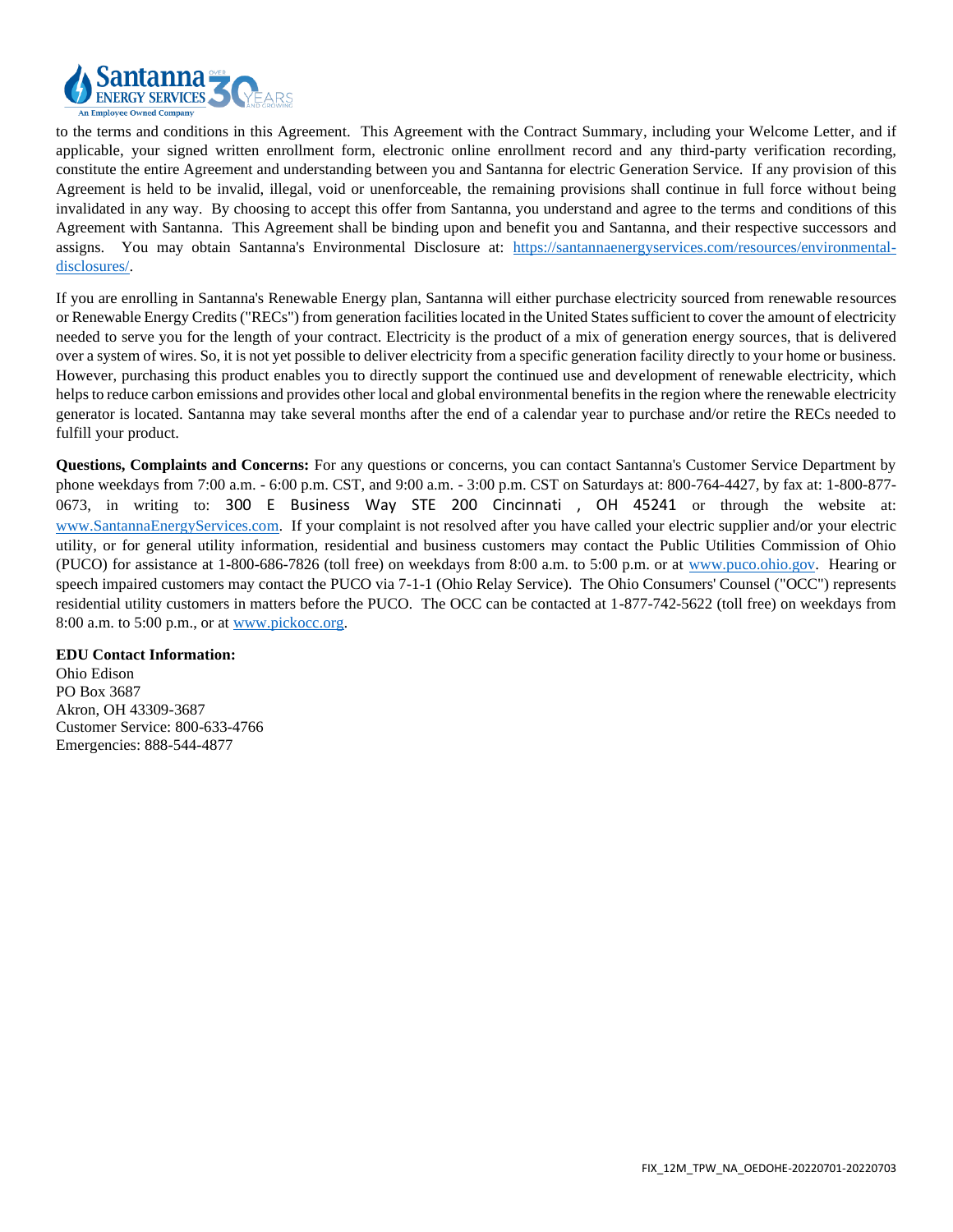to the terms and conditions in this Agreement. This Agreement with the Contract Summary, including your Welcome Letter, and if applicable, your signed written enrollment form, electronic online enrollment record and any third-party verification recording, constitute the entire Agreement and understanding between you and Santanna for electric Generation Service. If any provision of this Agreement is held to be invalid, illegal, void or unenforceable, the remaining provisions shall continue in full force without being invalidated in any way. By choosing to accept this offer from Santanna, you understand and agree to the terms and conditions of this Agreement with Santanna. This Agreement shall be binding upon and benefit you and Santanna, and their respective successors and assigns. You may obtain Santanna's Environmental Disclosure at: https://santannaenergyservices.com/resources/environmental-disclosures/.

If you are enrolling in Santanna's Renewable Energy plan, Santanna will either purchase electricity sourced from renewable resources or Renewable Energy Credits ("RECs") from generation facilities located in the United States sufficient to cover the amount of electricity needed to serve you for the length of your contract. Electricity is the product of a mix of generation energy sources, that is delivered over a system of wires. So, it is not yet possible to deliver electricity from a specific generation facility directly to your home or business. However, purchasing this product enables you to directly support the continued use and development of renewable electricity, which helps to reduce carbon emissions and provides other local and global environmental benefits in the region where the renewable electricity generator is located. Santanna may take several months after the end of a calendar year to purchase and/or retire the RECs needed to fulfill your product.

**Questions, Complaints and Concerns:** For any questions or concerns, you can contact Santanna's Customer Service Department by phone weekdays from 7:00 a.m. - 6:00 p.m. CST, and 9:00 a.m. - 3:00 p.m. CST on Saturdays at: 800-764-4427, by fax at: 1-800-877-0673, in writing to: 300 E Business Way STE 200 Cincinnati , OH 45241 or through the website at: www.SantannaEnergyServices.com. If your complaint is not resolved after you have called your electric supplier and/or your electric utility, or for general utility information, residential and business customers may contact the Public Utilities Commission of Ohio (PUCO) for assistance at 1-800-686-7826 (toll free) on weekdays from 8:00 a.m. to 5:00 p.m. or at www.puco.ohio.gov. Hearing or speech impaired customers may contact the PUCO via 7-1-1 (Ohio Relay Service). The Ohio Consumers' Counsel ("OCC") represents residential utility customers in matters before the PUCO. The OCC can be contacted at 1-877-742-5622 (toll free) on weekdays from 8:00 a.m. to 5:00 p.m., or at www.pickocc.org.

**EDU Contact Information:**
Ohio Edison
PO Box 3687
Akron, OH 43309-3687
Customer Service: 800-633-4766
Emergencies: 888-544-4877

FIX_12M_TPW_NA_OEDOHE-20220701-20220703